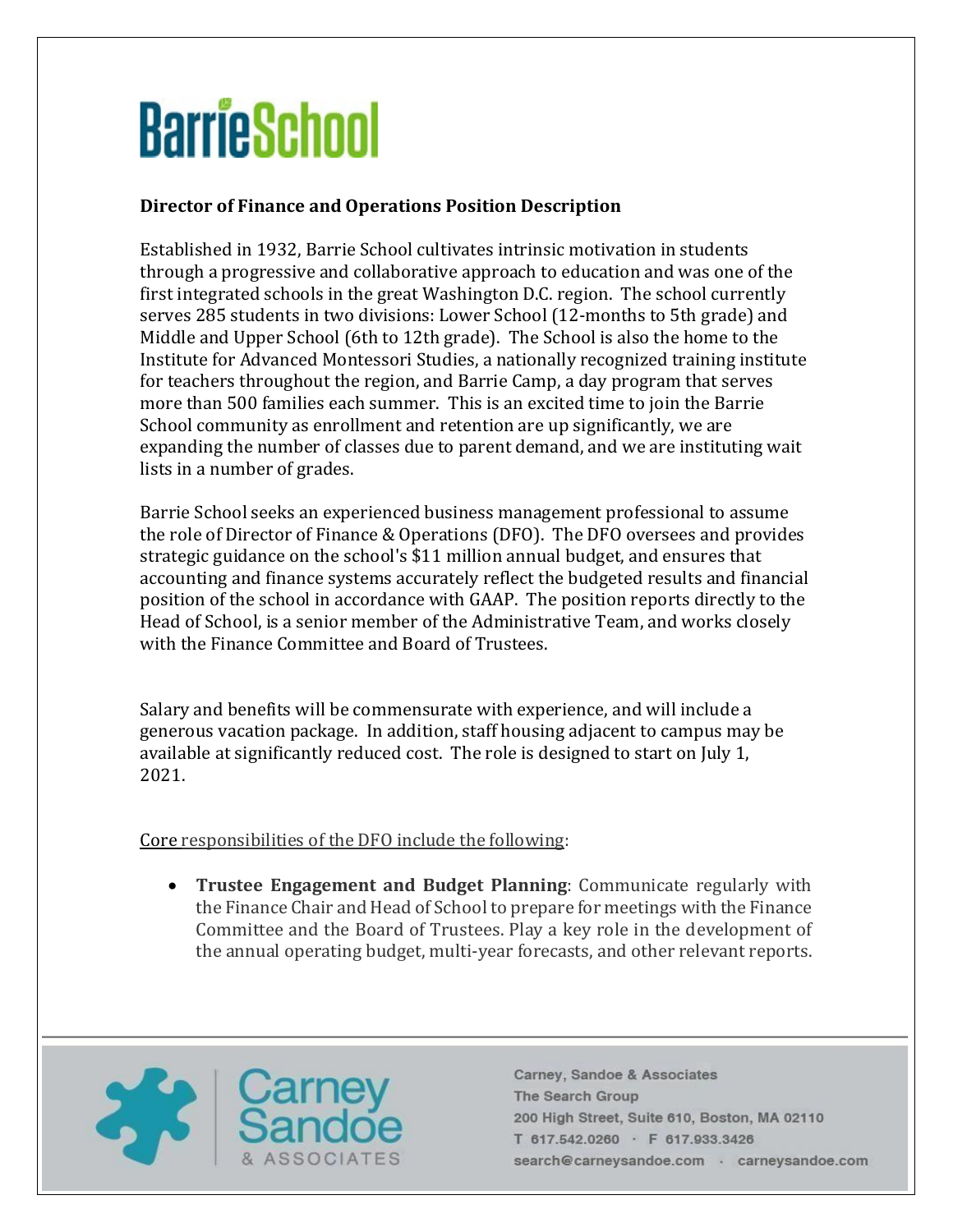# BarrieSchool

**Director of Finance and Operations Position Description**

Established in 1932, Barrie School cultivates intrinsic motivation in students through a progressive and collaborative approach to education and was one of the first integrated schools in the great Washington D.C. region. The school currently serves 285 students in two divisions: Lower School (12-months to 5th grade) and Middle and Upper School (6th to 12th grade). The School is also the home to the Institute for Advanced Montessori Studies, a nationally recognized training institute for teachers throughout the region, and Barrie Camp, a day program that serves more than 500 families each summer. This is an excited time to join the Barrie School community as enrollment and retention are up significantly, we are expanding the number of classes due to parent demand, and we are instituting wait lists in a number of grades.

Barrie School seeks an experienced business management professional to assume the role of Director of Finance & Operations (DFO). The DFO oversees and provides strategic guidance on the school's $11 million annual budget, and ensures that accounting and finance systems accurately reflect the budgeted results and financial position of the school in accordance with GAAP. The position reports directly to the Head of School, is a senior member of the Administrative Team, and works closely with the Finance Committee and Board of Trustees.

Salary and benefits will be commensurate with experience, and will include a generous vacation package. In addition, staff housing adjacent to campus may be available at significantly reduced cost. The role is designed to start on July 1, 2021.

Core responsibilities of the DFO include the following:

- **Trustee Engagement and Budget Planning**: Communicate regularly with the Finance Chair and Head of School to prepare for meetings with the Finance Committee and the Board of Trustees. Play a key role in the development of the annual operating budget, multi-year forecasts, and other relevant reports.

Carney, Sandoe & Associates
The Search Group
200 High Street, Suite 610, Boston, MA 02110
T 617.542.0260 · F 617.933.3426
search@carneysandoe.com · carneysandoe.com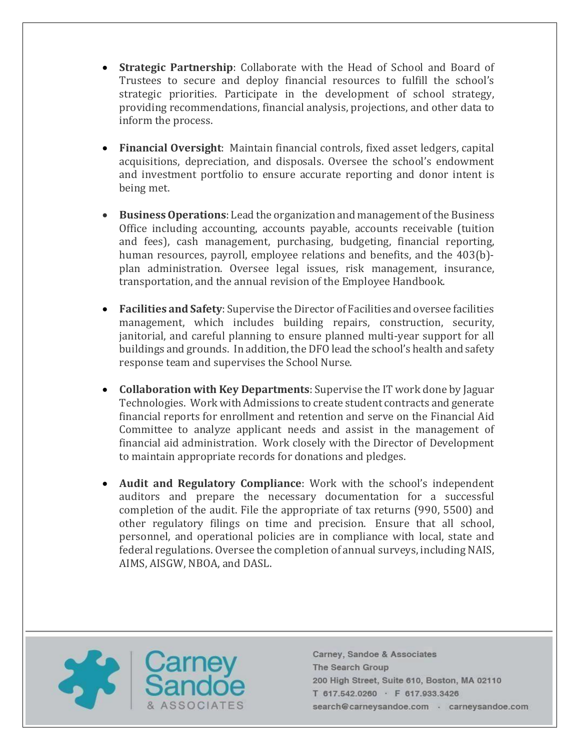- **Strategic Partnership**: Collaborate with the Head of School and Board of Trustees to secure and deploy financial resources to fulfill the school's strategic priorities. Participate in the development of school strategy, providing recommendations, financial analysis, projections, and other data to inform the process.

- **Financial Oversight**: Maintain financial controls, fixed asset ledgers, capital acquisitions, depreciation, and disposals. Oversee the school's endowment and investment portfolio to ensure accurate reporting and donor intent is being met.

- **Business Operations**: Lead the organization and management of the Business Office including accounting, accounts payable, accounts receivable (tuition and fees), cash management, purchasing, budgeting, financial reporting, human resources, payroll, employee relations and benefits, and the 403(b)-plan administration. Oversee legal issues, risk management, insurance, transportation, and the annual revision of the Employee Handbook.

- **Facilities and Safety**: Supervise the Director of Facilities and oversee facilities management, which includes building repairs, construction, security, janitorial, and careful planning to ensure planned multi-year support for all buildings and grounds. In addition, the DFO lead the school's health and safety response team and supervises the School Nurse.

- **Collaboration with Key Departments**: Supervise the IT work done by Jaguar Technologies. Work with Admissions to create student contracts and generate financial reports for enrollment and retention and serve on the Financial Aid Committee to analyze applicant needs and assist in the management of financial aid administration. Work closely with the Director of Development to maintain appropriate records for donations and pledges.

- **Audit and Regulatory Compliance**: Work with the school's independent auditors and prepare the necessary documentation for a successful completion of the audit. File the appropriate of tax returns (990, 5500) and other regulatory filings on time and precision. Ensure that all school, personnel, and operational policies are in compliance with local, state and federal regulations. Oversee the completion of annual surveys, including NAIS, AIMS, AISGW, NBOA, and DASL.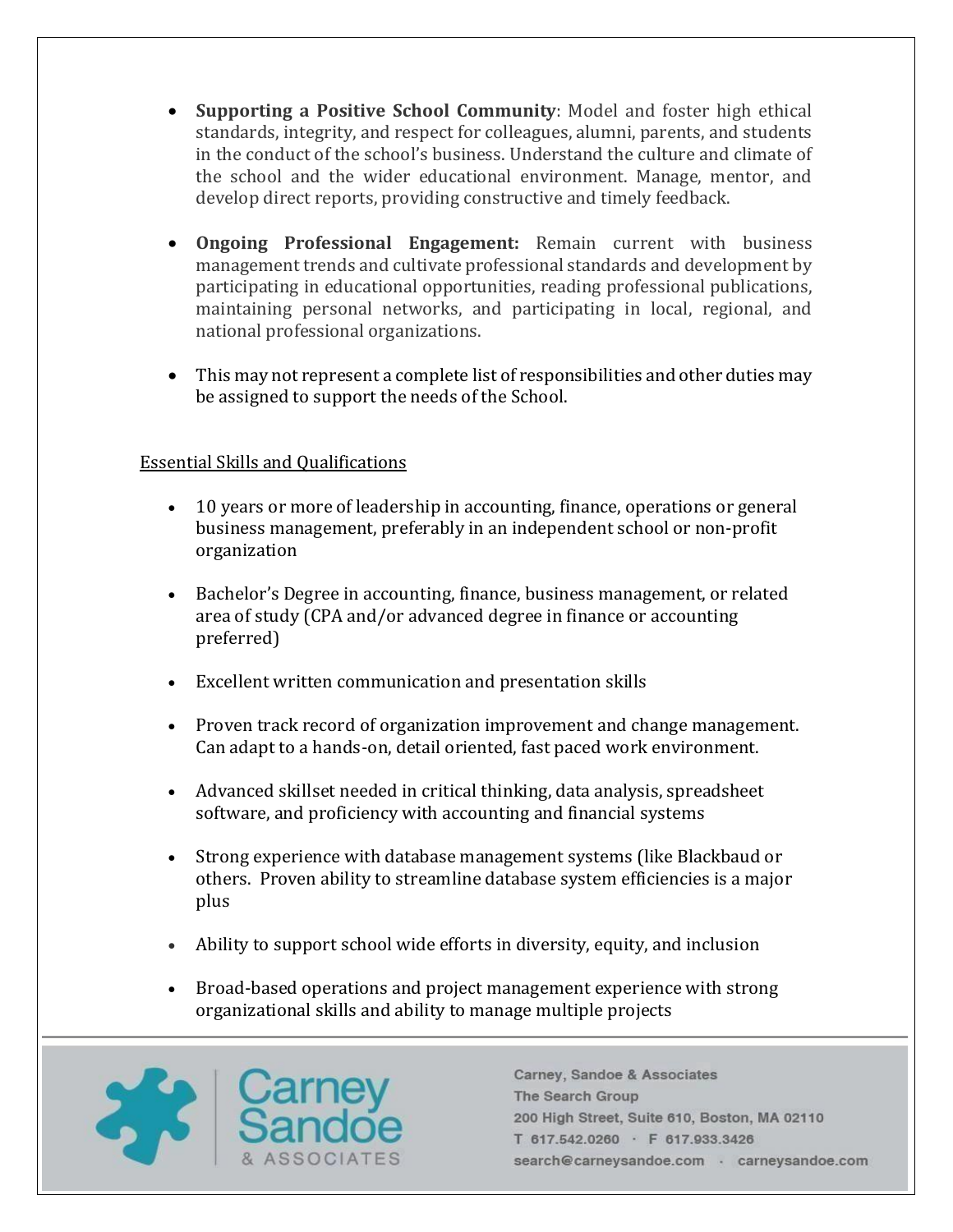- **Supporting a Positive School Community**: Model and foster high ethical standards, integrity, and respect for colleagues, alumni, parents, and students in the conduct of the school's business. Understand the culture and climate of the school and the wider educational environment. Manage, mentor, and develop direct reports, providing constructive and timely feedback.

- **Ongoing Professional Engagement:** Remain current with business management trends and cultivate professional standards and development by participating in educational opportunities, reading professional publications, maintaining personal networks, and participating in local, regional, and national professional organizations.

- This may not represent a complete list of responsibilities and other duties may be assigned to support the needs of the School.

Essential Skills and Qualifications

- 10 years or more of leadership in accounting, finance, operations or general business management, preferably in an independent school or non-profit organization

- Bachelor's Degree in accounting, finance, business management, or related area of study (CPA and/or advanced degree in finance or accounting preferred)

- Excellent written communication and presentation skills

- Proven track record of organization improvement and change management. Can adapt to a hands-on, detail oriented, fast paced work environment.

- Advanced skillset needed in critical thinking, data analysis, spreadsheet software, and proficiency with accounting and financial systems

- Strong experience with database management systems (like Blackbaud or others. Proven ability to streamline database system efficiencies is a major plus

- Ability to support school wide efforts in diversity, equity, and inclusion

- Broad-based operations and project management experience with strong organizational skills and ability to manage multiple projects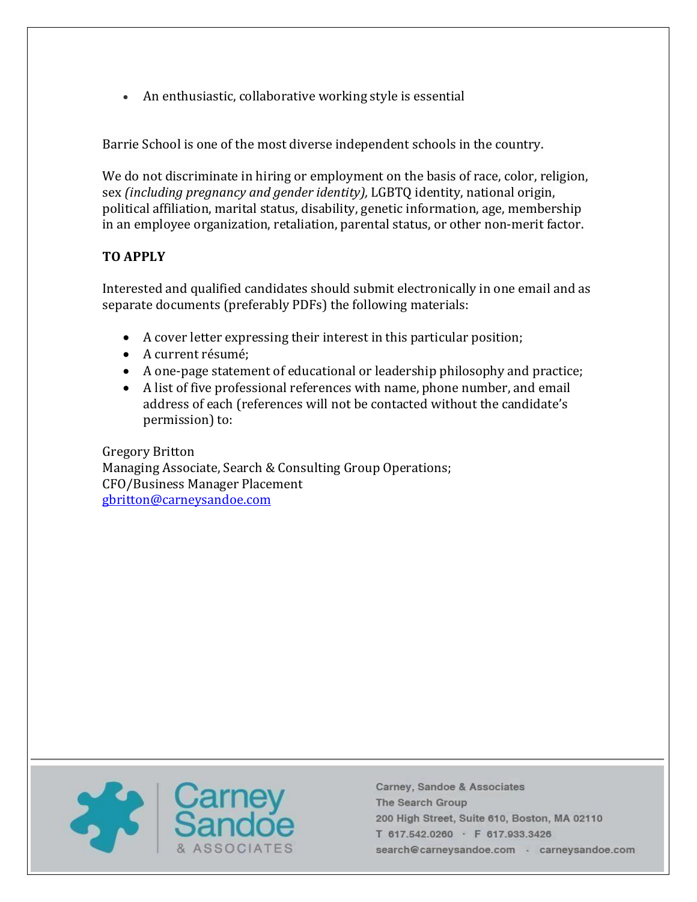- An enthusiastic, collaborative working style is essential

Barrie School is one of the most diverse independent schools in the country.

We do not discriminate in hiring or employment on the basis of race, color, religion, sex *(including pregnancy and gender identity),* LGBTQ identity, national origin, political affiliation, marital status, disability, genetic information, age, membership in an employee organization, retaliation, parental status, or other non-merit factor.

**TO APPLY**

Interested and qualified candidates should submit electronically in one email and as separate documents (preferably PDFs) the following materials:

- A cover letter expressing their interest in this particular position;
- A current résumé;
- A one-page statement of educational or leadership philosophy and practice;
- A list of five professional references with name, phone number, and email address of each (references will not be contacted without the candidate's permission) to:

Gregory Britton
Managing Associate, Search & Consulting Group Operations;
CFO/Business Manager Placement
gbritton@carneysandoe.com

Carney Sandoe & Associates

Carney, Sandoe & Associates
The Search Group
200 High Street, Suite 610, Boston, MA 02110
T 617.542.0260 · F 617.933.3426
search@carneysandoe.com · carneysandoe.com